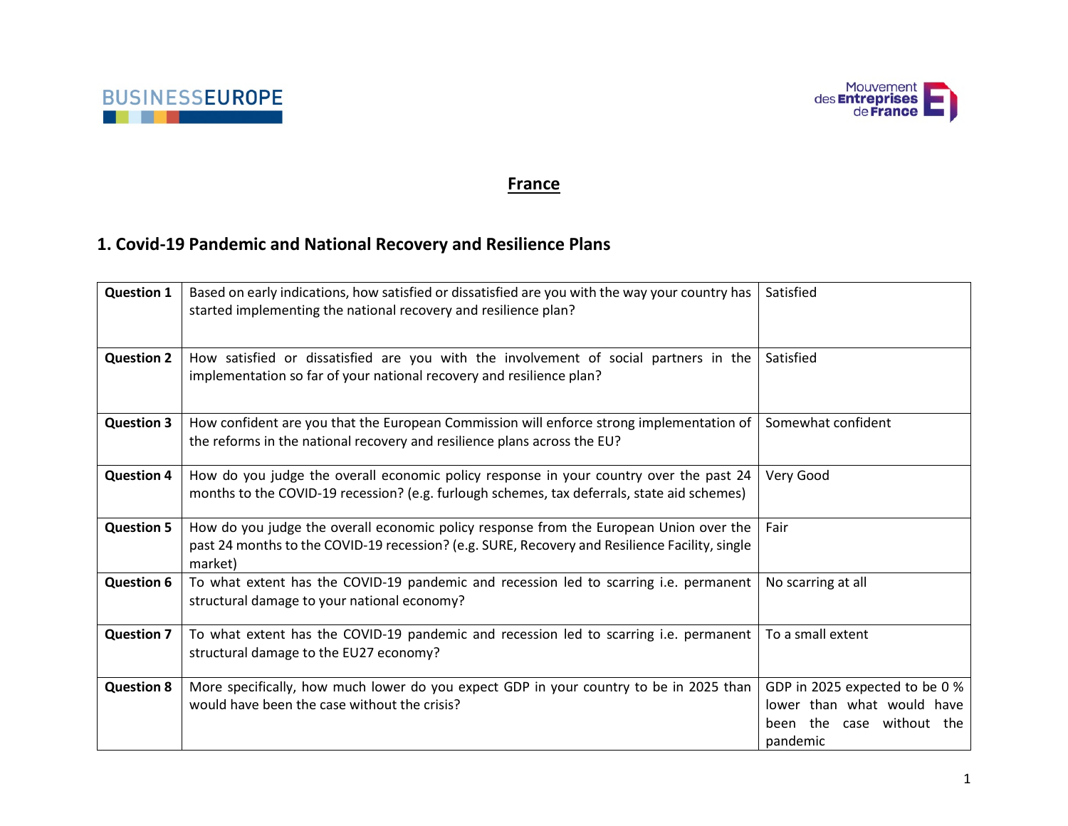# France

## 1. Covid-19 Pandemic and National Recovery and Resilience Plans

| | | |
|---|---|---|
| **Question 1** | Based on early indications, how satisfied or dissatisfied are you with the way your country has started implementing the national recovery and resilience plan? | Satisfied |
| **Question 2** | How satisfied or dissatisfied are you with the involvement of social partners in the implementation so far of your national recovery and resilience plan? | Satisfied |
| **Question 3** | How confident are you that the European Commission will enforce strong implementation of the reforms in the national recovery and resilience plans across the EU? | Somewhat confident |
| **Question 4** | How do you judge the overall economic policy response in your country over the past 24 months to the COVID-19 recession? (e.g. furlough schemes, tax deferrals, state aid schemes) | Very Good |
| **Question 5** | How do you judge the overall economic policy response from the European Union over the past 24 months to the COVID-19 recession? (e.g. SURE, Recovery and Resilience Facility, single market) | Fair |
| **Question 6** | To what extent has the COVID-19 pandemic and recession led to scarring i.e. permanent structural damage to your national economy? | No scarring at all |
| **Question 7** | To what extent has the COVID-19 pandemic and recession led to scarring i.e. permanent structural damage to the EU27 economy? | To a small extent |
| **Question 8** | More specifically, how much lower do you expect GDP in your country to be in 2025 than would have been the case without the crisis? | GDP in 2025 expected to be 0 % lower than what would have been the case without the pandemic |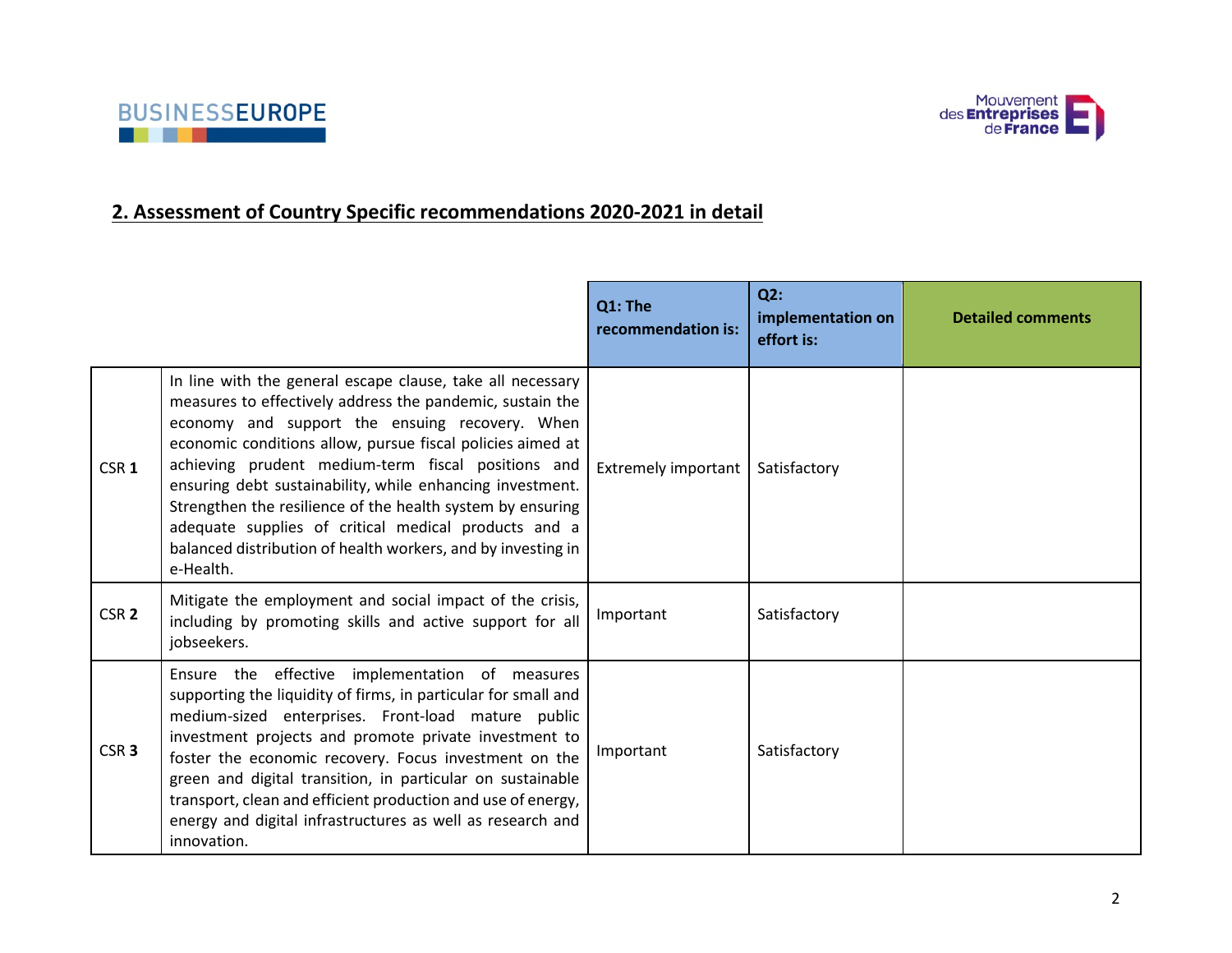## 2. Assessment of Country Specific recommendations 2020-2021 in detail

| | | Q1: The recommendation is: | Q2: implementation on effort is: | Detailed comments |
|---|---|---|---|---|
| CSR **1** | In line with the general escape clause, take all necessary measures to effectively address the pandemic, sustain the economy and support the ensuing recovery. When economic conditions allow, pursue fiscal policies aimed at achieving prudent medium-term fiscal positions and ensuring debt sustainability, while enhancing investment. Strengthen the resilience of the health system by ensuring adequate supplies of critical medical products and a balanced distribution of health workers, and by investing in e-Health. | Extremely important | Satisfactory | |
| CSR **2** | Mitigate the employment and social impact of the crisis, including by promoting skills and active support for all jobseekers. | Important | Satisfactory | |
| CSR **3** | Ensure the effective implementation of measures supporting the liquidity of firms, in particular for small and medium-sized enterprises. Front-load mature public investment projects and promote private investment to foster the economic recovery. Focus investment on the green and digital transition, in particular on sustainable transport, clean and efficient production and use of energy, energy and digital infrastructures as well as research and innovation. | Important | Satisfactory | |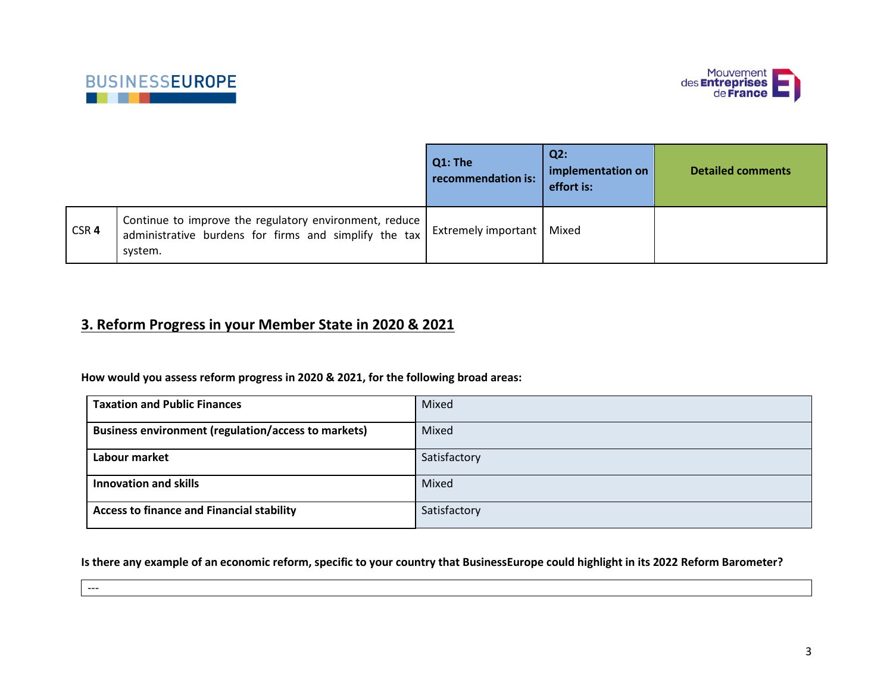| | | Q1: The recommendation is: | Q2: implementation on effort is: | Detailed comments |
|---|---|---|---|---|
| CSR **4** | Continue to improve the regulatory environment, reduce administrative burdens for firms and simplify the tax system. | Extremely important | Mixed | |

## 3. Reform Progress in your Member State in 2020 & 2021

**How would you assess reform progress in 2020 & 2021, for the following broad areas:**

| | |
|---|---|
| **Taxation and Public Finances** | Mixed |
| **Business environment (regulation/access to markets)** | Mixed |
| **Labour market** | Satisfactory |
| **Innovation and skills** | Mixed |
| **Access to finance and Financial stability** | Satisfactory |

**Is there any example of an economic reform, specific to your country that BusinessEurope could highlight in its 2022 Reform Barometer?**

---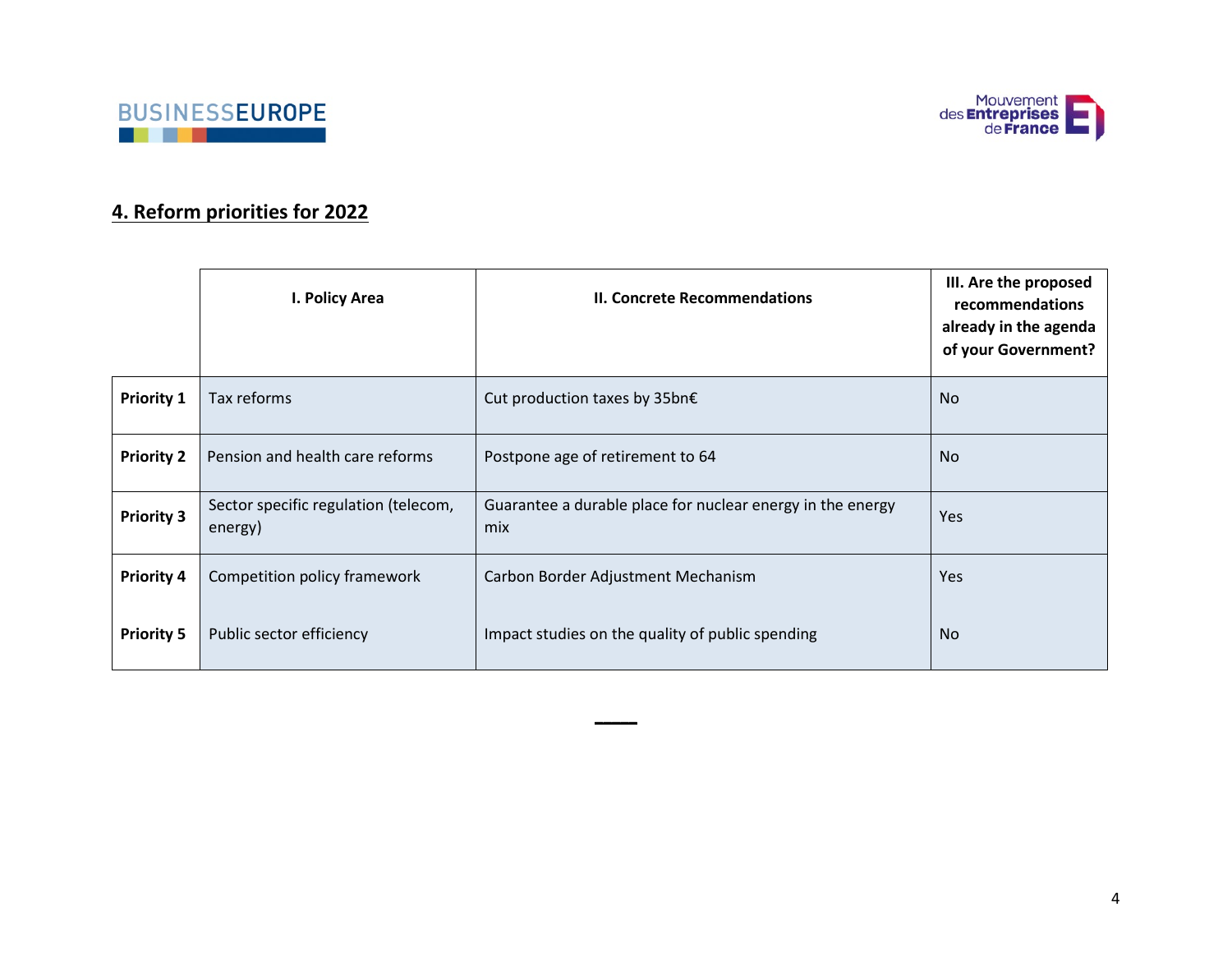## 4. Reform priorities for 2022

| | I. Policy Area | II. Concrete Recommendations | III. Are the proposed recommendations already in the agenda of your Government? |
|---|---|---|---|
| **Priority 1** | Tax reforms | Cut production taxes by 35bn€ | No |
| **Priority 2** | Pension and health care reforms | Postpone age of retirement to 64 | No |
| **Priority 3** | Sector specific regulation (telecom, energy) | Guarantee a durable place for nuclear energy in the energy mix | Yes |
| **Priority 4** | Competition policy framework | Carbon Border Adjustment Mechanism | Yes |
| **Priority 5** | Public sector efficiency | Impact studies on the quality of public spending | No |